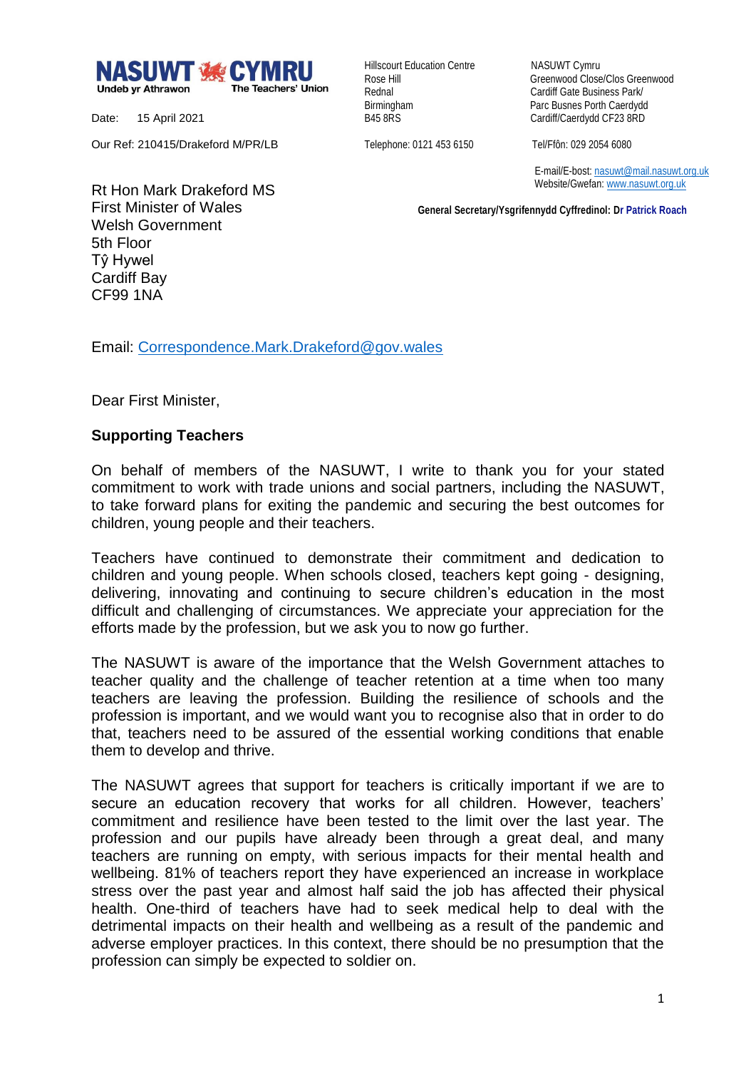**NASUWT CYMRU**
Undeb yr Athrawon — The Teachers' Union

Date: 15 April 2021

Our Ref: 210415/Drakeford M/PR/LB

Hillscourt Education Centre
Rose Hill
Rednal
Birmingham
B45 8RS

Telephone: 0121 453 6150

NASUWT Cymru
Greenwood Close/Clos Greenwood
Cardiff Gate Business Park/
Parc Busnes Porth Caerdydd
Cardiff/Caerdydd CF23 8RD

Tel/Ffôn: 029 2054 6080

E-mail/E-bost: nasuwt@mail.nasuwt.org.uk
Website/Gwefan: www.nasuwt.org.uk

**General Secretary/Ysgrifennydd Cyffredinol: Dr Patrick Roach**

Rt Hon Mark Drakeford MS
First Minister of Wales
Welsh Government
5th Floor
Tŷ Hywel
Cardiff Bay
CF99 1NA

Email: Correspondence.Mark.Drakeford@gov.wales

Dear First Minister,

**Supporting Teachers**

On behalf of members of the NASUWT, I write to thank you for your stated commitment to work with trade unions and social partners, including the NASUWT, to take forward plans for exiting the pandemic and securing the best outcomes for children, young people and their teachers.

Teachers have continued to demonstrate their commitment and dedication to children and young people. When schools closed, teachers kept going - designing, delivering, innovating and continuing to secure children's education in the most difficult and challenging of circumstances. We appreciate your appreciation for the efforts made by the profession, but we ask you to now go further.

The NASUWT is aware of the importance that the Welsh Government attaches to teacher quality and the challenge of teacher retention at a time when too many teachers are leaving the profession. Building the resilience of schools and the profession is important, and we would want you to recognise also that in order to do that, teachers need to be assured of the essential working conditions that enable them to develop and thrive.

The NASUWT agrees that support for teachers is critically important if we are to secure an education recovery that works for all children. However, teachers' commitment and resilience have been tested to the limit over the last year. The profession and our pupils have already been through a great deal, and many teachers are running on empty, with serious impacts for their mental health and wellbeing. 81% of teachers report they have experienced an increase in workplace stress over the past year and almost half said the job has affected their physical health. One-third of teachers have had to seek medical help to deal with the detrimental impacts on their health and wellbeing as a result of the pandemic and adverse employer practices. In this context, there should be no presumption that the profession can simply be expected to soldier on.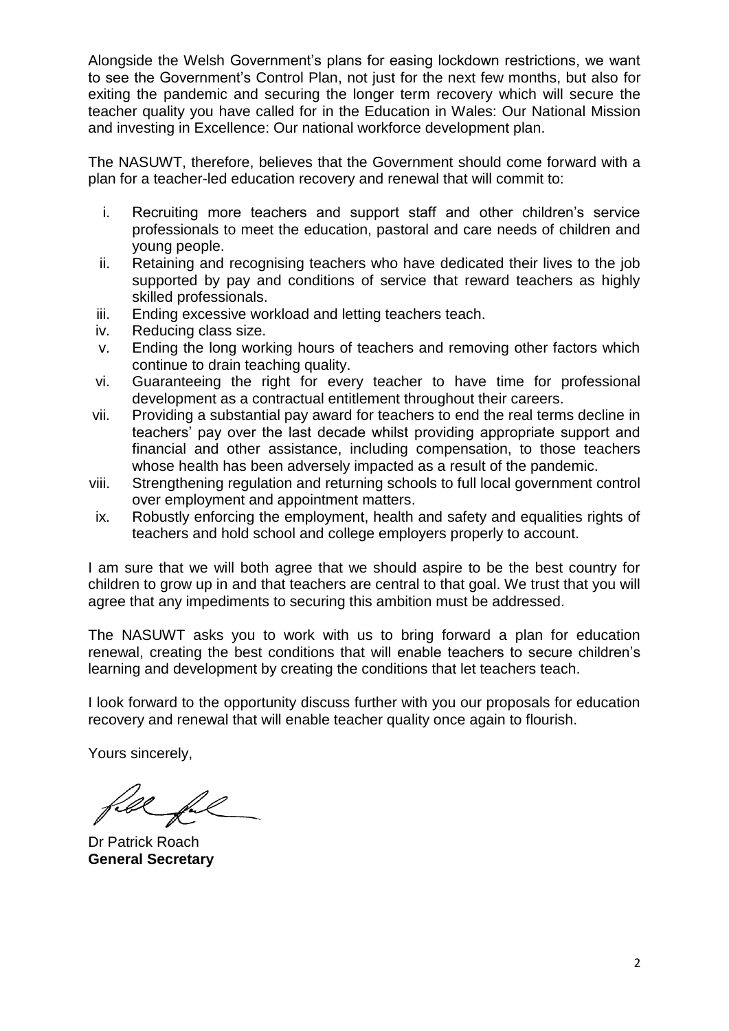Alongside the Welsh Government's plans for easing lockdown restrictions, we want to see the Government's Control Plan, not just for the next few months, but also for exiting the pandemic and securing the longer term recovery which will secure the teacher quality you have called for in the Education in Wales: Our National Mission and investing in Excellence: Our national workforce development plan.

The NASUWT, therefore, believes that the Government should come forward with a plan for a teacher-led education recovery and renewal that will commit to:

i. Recruiting more teachers and support staff and other children's service professionals to meet the education, pastoral and care needs of children and young people.
ii. Retaining and recognising teachers who have dedicated their lives to the job supported by pay and conditions of service that reward teachers as highly skilled professionals.
iii. Ending excessive workload and letting teachers teach.
iv. Reducing class size.
v. Ending the long working hours of teachers and removing other factors which continue to drain teaching quality.
vi. Guaranteeing the right for every teacher to have time for professional development as a contractual entitlement throughout their careers.
vii. Providing a substantial pay award for teachers to end the real terms decline in teachers' pay over the last decade whilst providing appropriate support and financial and other assistance, including compensation, to those teachers whose health has been adversely impacted as a result of the pandemic.
viii. Strengthening regulation and returning schools to full local government control over employment and appointment matters.
ix. Robustly enforcing the employment, health and safety and equalities rights of teachers and hold school and college employers properly to account.

I am sure that we will both agree that we should aspire to be the best country for children to grow up in and that teachers are central to that goal. We trust that you will agree that any impediments to securing this ambition must be addressed.

The NASUWT asks you to work with us to bring forward a plan for education renewal, creating the best conditions that will enable teachers to secure children's learning and development by creating the conditions that let teachers teach.

I look forward to the opportunity discuss further with you our proposals for education recovery and renewal that will enable teacher quality once again to flourish.

Yours sincerely,

Dr Patrick Roach
**General Secretary**